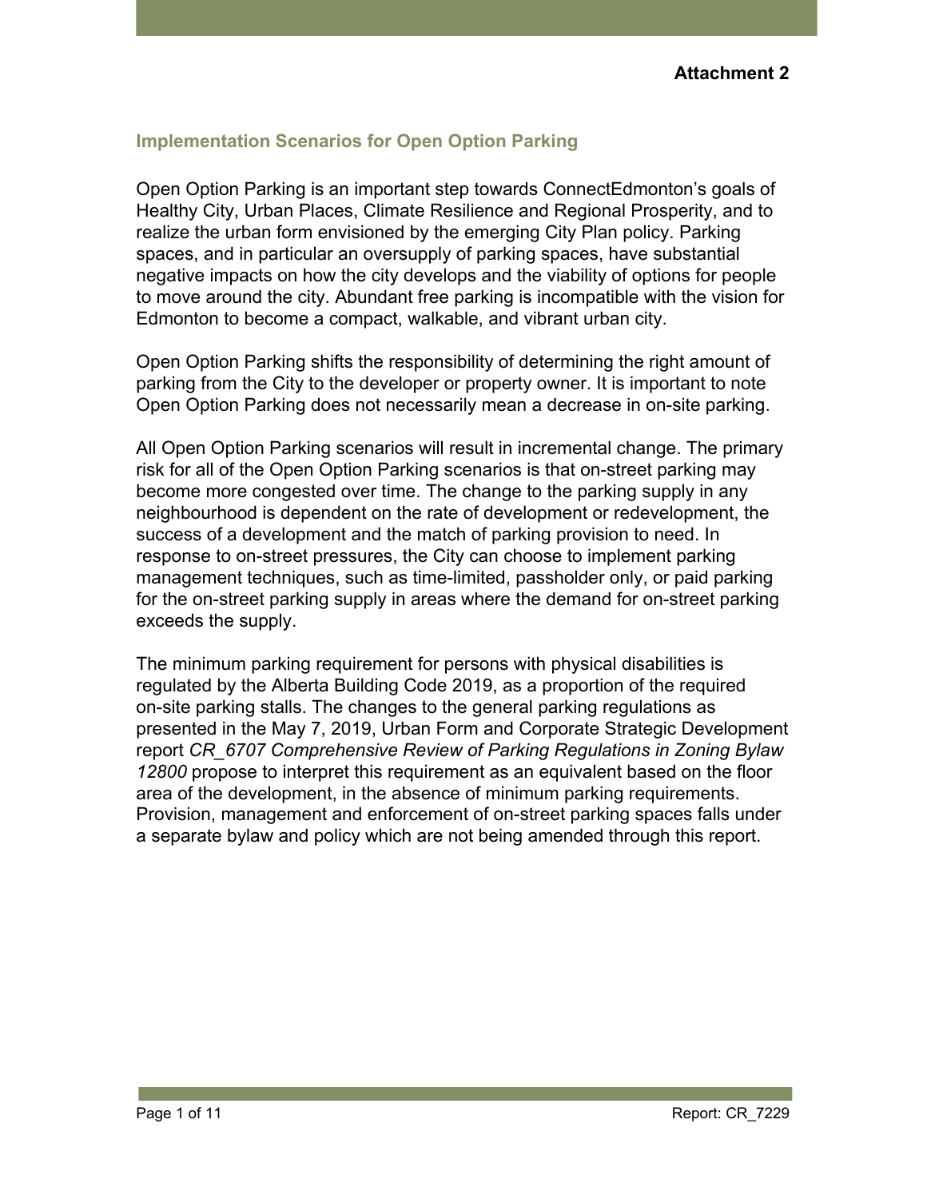**Attachment 2**

## Implementation Scenarios for Open Option Parking

Open Option Parking is an important step towards ConnectEdmonton's goals of Healthy City, Urban Places, Climate Resilience and Regional Prosperity, and to realize the urban form envisioned by the emerging City Plan policy. Parking spaces, and in particular an oversupply of parking spaces, have substantial negative impacts on how the city develops and the viability of options for people to move around the city. Abundant free parking is incompatible with the vision for Edmonton to become a compact, walkable, and vibrant urban city.

Open Option Parking shifts the responsibility of determining the right amount of parking from the City to the developer or property owner. It is important to note Open Option Parking does not necessarily mean a decrease in on-site parking.

All Open Option Parking scenarios will result in incremental change. The primary risk for all of the Open Option Parking scenarios is that on-street parking may become more congested over time. The change to the parking supply in any neighbourhood is dependent on the rate of development or redevelopment, the success of a development and the match of parking provision to need. In response to on-street pressures, the City can choose to implement parking management techniques, such as time-limited, passholder only, or paid parking for the on-street parking supply in areas where the demand for on-street parking exceeds the supply.

The minimum parking requirement for persons with physical disabilities is regulated by the Alberta Building Code 2019, as a proportion of the required on-site parking stalls. The changes to the general parking regulations as presented in the May 7, 2019, Urban Form and Corporate Strategic Development report *CR_6707 Comprehensive Review of Parking Regulations in Zoning Bylaw 12800* propose to interpret this requirement as an equivalent based on the floor area of the development, in the absence of minimum parking requirements. Provision, management and enforcement of on-street parking spaces falls under a separate bylaw and policy which are not being amended through this report.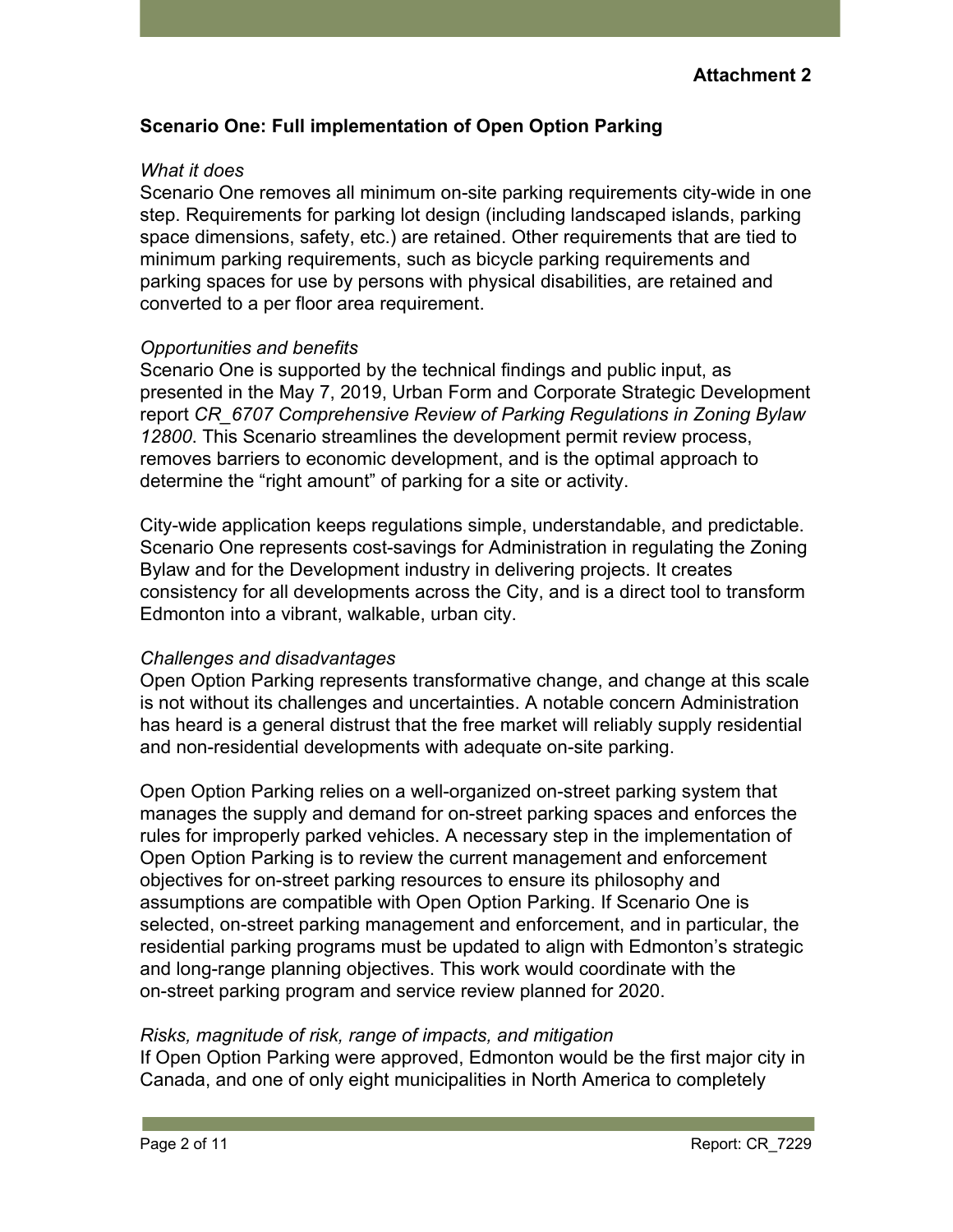**Attachment 2**

## Scenario One: Full implementation of Open Option Parking

*What it does*

Scenario One removes all minimum on-site parking requirements city-wide in one step. Requirements for parking lot design (including landscaped islands, parking space dimensions, safety, etc.) are retained. Other requirements that are tied to minimum parking requirements, such as bicycle parking requirements and parking spaces for use by persons with physical disabilities, are retained and converted to a per floor area requirement.

*Opportunities and benefits*

Scenario One is supported by the technical findings and public input, as presented in the May 7, 2019, Urban Form and Corporate Strategic Development report *CR_6707 Comprehensive Review of Parking Regulations in Zoning Bylaw 12800*. This Scenario streamlines the development permit review process, removes barriers to economic development, and is the optimal approach to determine the "right amount" of parking for a site or activity.

City-wide application keeps regulations simple, understandable, and predictable. Scenario One represents cost-savings for Administration in regulating the Zoning Bylaw and for the Development industry in delivering projects. It creates consistency for all developments across the City, and is a direct tool to transform Edmonton into a vibrant, walkable, urban city.

*Challenges and disadvantages*

Open Option Parking represents transformative change, and change at this scale is not without its challenges and uncertainties. A notable concern Administration has heard is a general distrust that the free market will reliably supply residential and non-residential developments with adequate on-site parking.

Open Option Parking relies on a well-organized on-street parking system that manages the supply and demand for on-street parking spaces and enforces the rules for improperly parked vehicles. A necessary step in the implementation of Open Option Parking is to review the current management and enforcement objectives for on-street parking resources to ensure its philosophy and assumptions are compatible with Open Option Parking. If Scenario One is selected, on-street parking management and enforcement, and in particular, the residential parking programs must be updated to align with Edmonton's strategic and long-range planning objectives. This work would coordinate with the on-street parking program and service review planned for 2020.

*Risks, magnitude of risk, range of impacts, and mitigation*

If Open Option Parking were approved, Edmonton would be the first major city in Canada, and one of only eight municipalities in North America to completely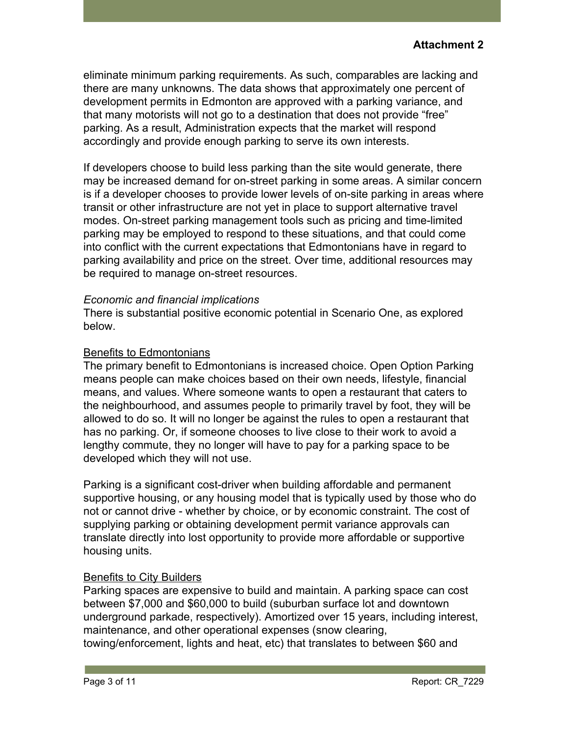eliminate minimum parking requirements. As such, comparables are lacking and there are many unknowns. The data shows that approximately one percent of development permits in Edmonton are approved with a parking variance, and that many motorists will not go to a destination that does not provide "free" parking. As a result, Administration expects that the market will respond accordingly and provide enough parking to serve its own interests.

If developers choose to build less parking than the site would generate, there may be increased demand for on-street parking in some areas. A similar concern is if a developer chooses to provide lower levels of on-site parking in areas where transit or other infrastructure are not yet in place to support alternative travel modes. On-street parking management tools such as pricing and time-limited parking may be employed to respond to these situations, and that could come into conflict with the current expectations that Edmontonians have in regard to parking availability and price on the street. Over time, additional resources may be required to manage on-street resources.

*Economic and financial implications*

There is substantial positive economic potential in Scenario One, as explored below.

<u>Benefits to Edmontonians</u>

The primary benefit to Edmontonians is increased choice. Open Option Parking means people can make choices based on their own needs, lifestyle, financial means, and values. Where someone wants to open a restaurant that caters to the neighbourhood, and assumes people to primarily travel by foot, they will be allowed to do so. It will no longer be against the rules to open a restaurant that has no parking. Or, if someone chooses to live close to their work to avoid a lengthy commute, they no longer will have to pay for a parking space to be developed which they will not use.

Parking is a significant cost-driver when building affordable and permanent supportive housing, or any housing model that is typically used by those who do not or cannot drive - whether by choice, or by economic constraint. The cost of supplying parking or obtaining development permit variance approvals can translate directly into lost opportunity to provide more affordable or supportive housing units.

<u>Benefits to City Builders</u>

Parking spaces are expensive to build and maintain. A parking space can cost between $7,000 and $60,000 to build (suburban surface lot and downtown underground parkade, respectively). Amortized over 15 years, including interest, maintenance, and other operational expenses (snow clearing, towing/enforcement, lights and heat, etc) that translates to between $60 and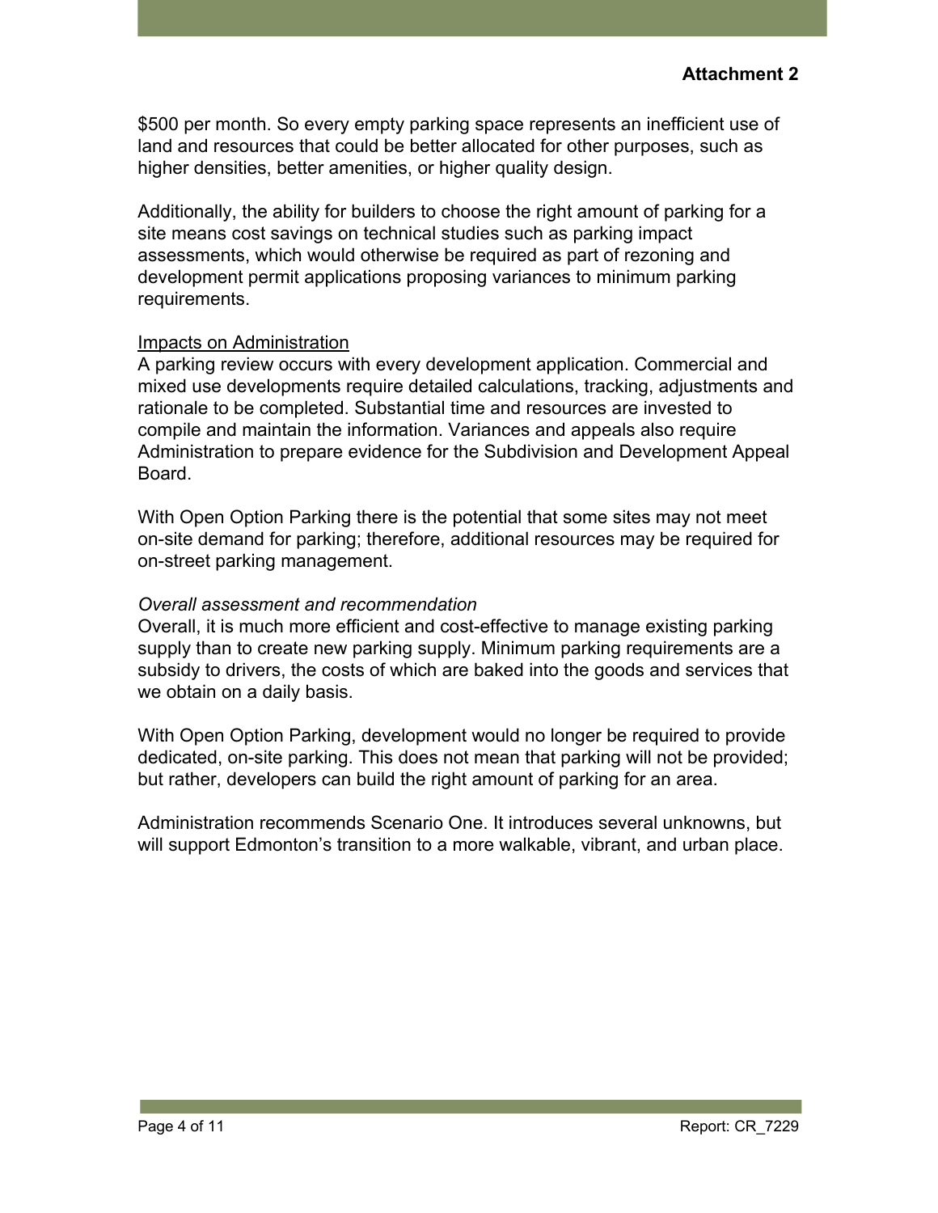$500 per month. So every empty parking space represents an inefficient use of land and resources that could be better allocated for other purposes, such as higher densities, better amenities, or higher quality design.

Additionally, the ability for builders to choose the right amount of parking for a site means cost savings on technical studies such as parking impact assessments, which would otherwise be required as part of rezoning and development permit applications proposing variances to minimum parking requirements.

<u>Impacts on Administration</u>

A parking review occurs with every development application. Commercial and mixed use developments require detailed calculations, tracking, adjustments and rationale to be completed. Substantial time and resources are invested to compile and maintain the information. Variances and appeals also require Administration to prepare evidence for the Subdivision and Development Appeal Board.

With Open Option Parking there is the potential that some sites may not meet on-site demand for parking; therefore, additional resources may be required for on-street parking management.

*Overall assessment and recommendation*

Overall, it is much more efficient and cost-effective to manage existing parking supply than to create new parking supply. Minimum parking requirements are a subsidy to drivers, the costs of which are baked into the goods and services that we obtain on a daily basis.

With Open Option Parking, development would no longer be required to provide dedicated, on-site parking. This does not mean that parking will not be provided; but rather, developers can build the right amount of parking for an area.

Administration recommends Scenario One. It introduces several unknowns, but will support Edmonton's transition to a more walkable, vibrant, and urban place.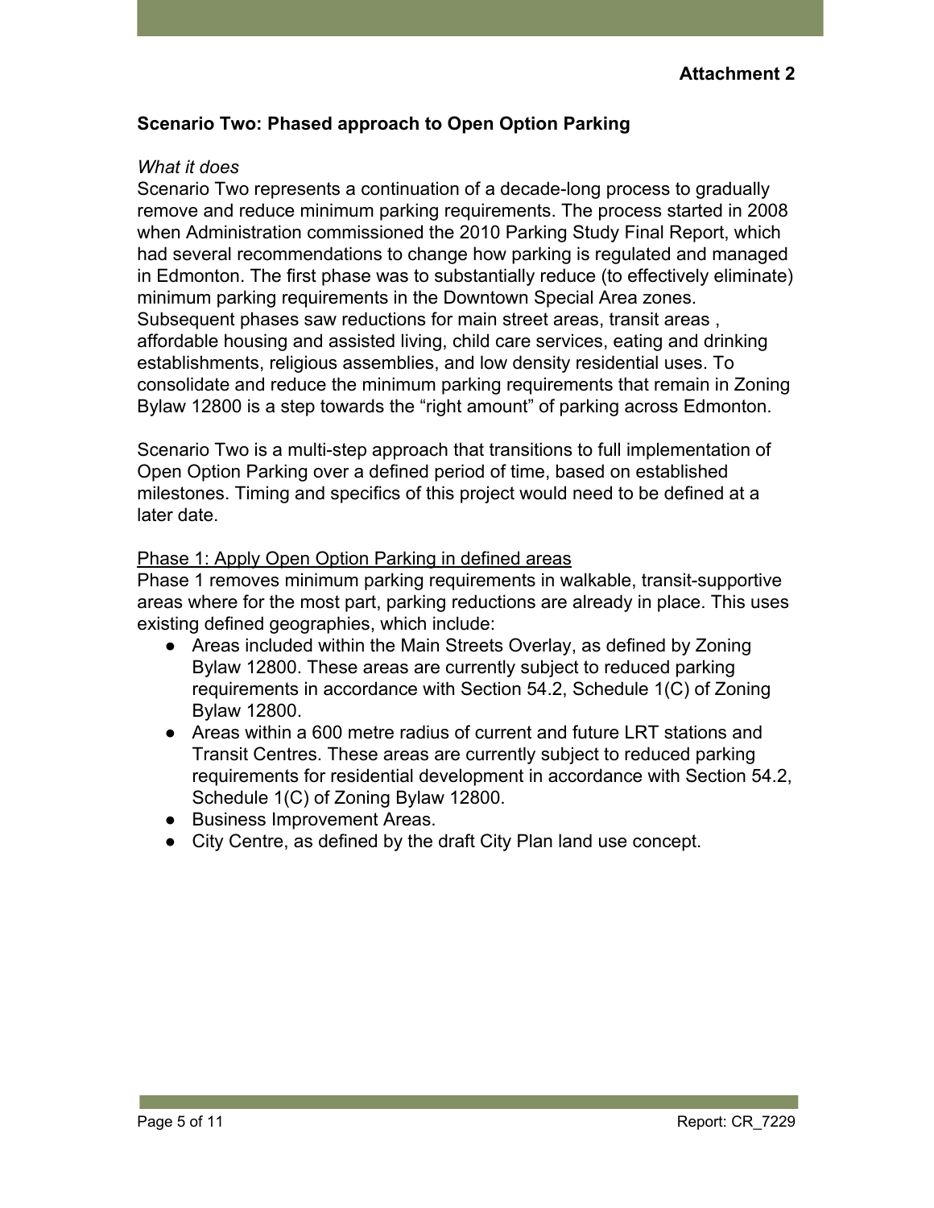**Attachment 2**

## Scenario Two: Phased approach to Open Option Parking

*What it does*

Scenario Two represents a continuation of a decade-long process to gradually remove and reduce minimum parking requirements. The process started in 2008 when Administration commissioned the 2010 Parking Study Final Report, which had several recommendations to change how parking is regulated and managed in Edmonton. The first phase was to substantially reduce (to effectively eliminate) minimum parking requirements in the Downtown Special Area zones. Subsequent phases saw reductions for main street areas, transit areas , affordable housing and assisted living, child care services, eating and drinking establishments, religious assemblies, and low density residential uses. To consolidate and reduce the minimum parking requirements that remain in Zoning Bylaw 12800 is a step towards the "right amount" of parking across Edmonton.

Scenario Two is a multi-step approach that transitions to full implementation of Open Option Parking over a defined period of time, based on established milestones. Timing and specifics of this project would need to be defined at a later date.

<u>Phase 1: Apply Open Option Parking in defined areas</u>

Phase 1 removes minimum parking requirements in walkable, transit-supportive areas where for the most part, parking reductions are already in place. This uses existing defined geographies, which include:

- Areas included within the Main Streets Overlay, as defined by Zoning Bylaw 12800. These areas are currently subject to reduced parking requirements in accordance with Section 54.2, Schedule 1(C) of Zoning Bylaw 12800.
- Areas within a 600 metre radius of current and future LRT stations and Transit Centres. These areas are currently subject to reduced parking requirements for residential development in accordance with Section 54.2, Schedule 1(C) of Zoning Bylaw 12800.
- Business Improvement Areas.
- City Centre, as defined by the draft City Plan land use concept.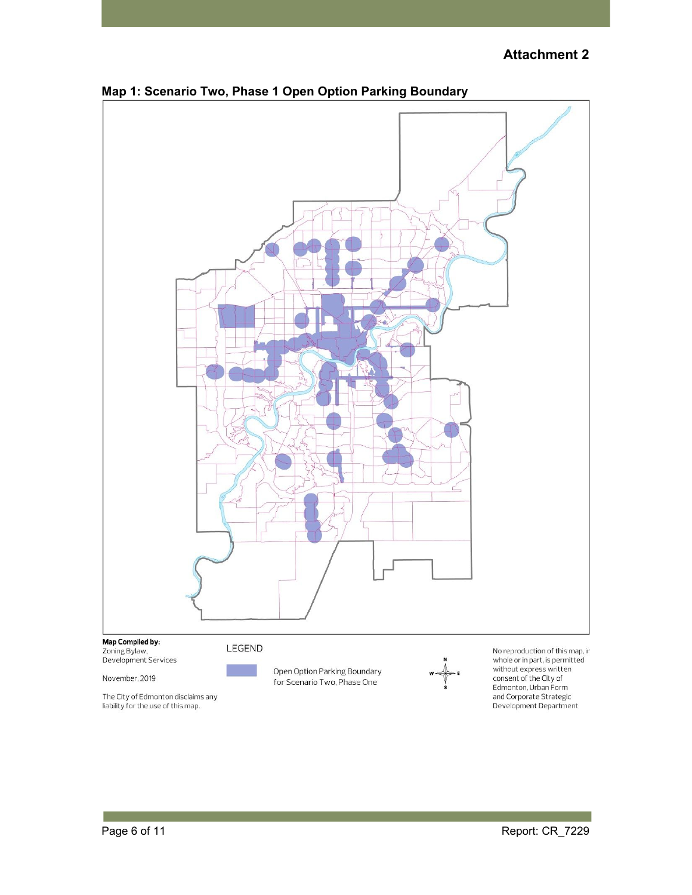**Attachment 2**

## Map 1: Scenario Two, Phase 1 Open Option Parking Boundary

**Map Compiled by:**
Zoning Bylaw,
Development Services

November, 2019

The City of Edmonton disclaims any liability for the use of this map.

LEGEND

Open Option Parking Boundary for Scenario Two, Phase One

No reproduction of this map, in whole or in part, is permitted without express written consent of the City of Edmonton, Urban Form and Corporate Strategic Development Department

Report: CR_7229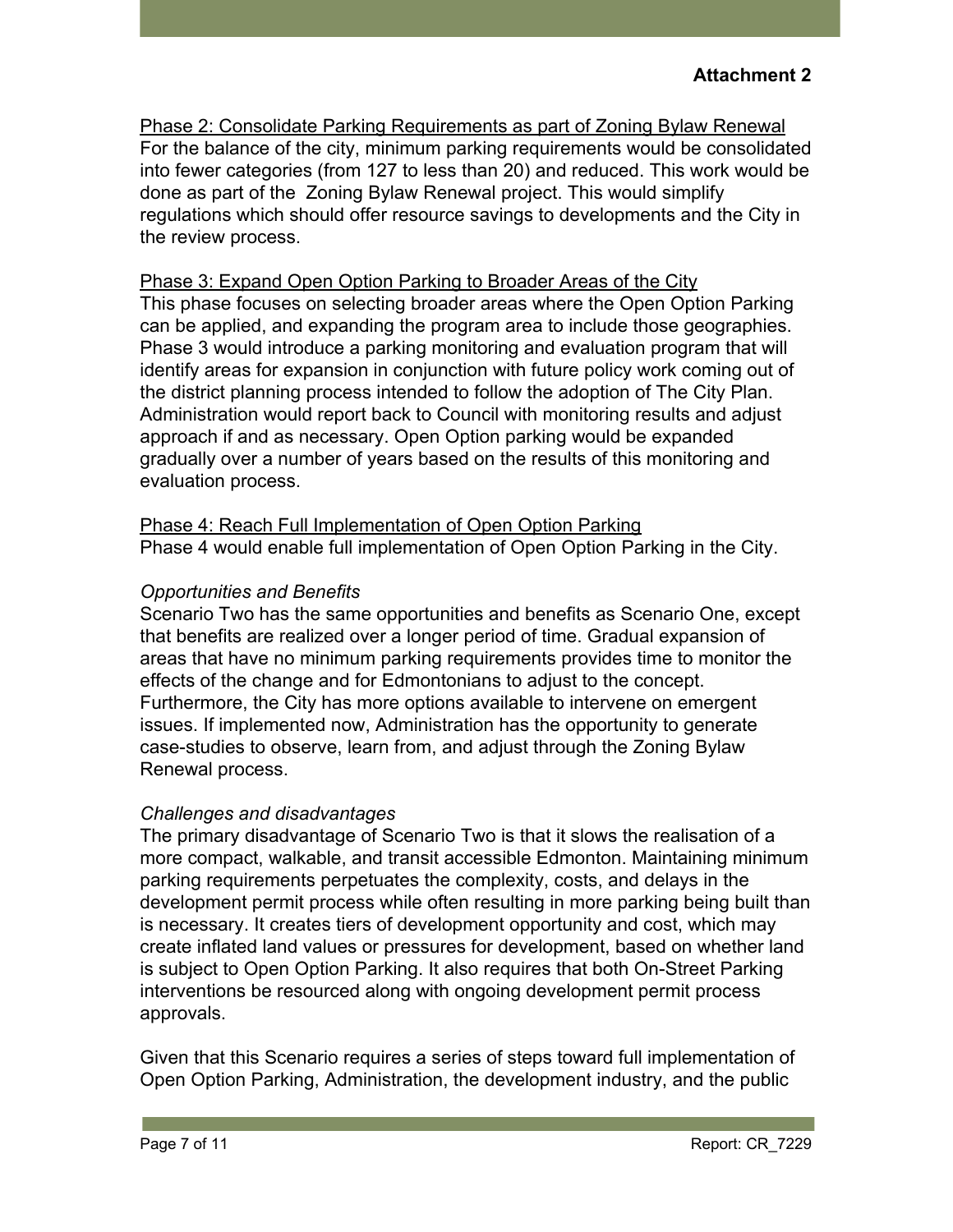**Attachment 2**

<u>Phase 2: Consolidate Parking Requirements as part of Zoning Bylaw Renewal</u>
For the balance of the city, minimum parking requirements would be consolidated into fewer categories (from 127 to less than 20) and reduced. This work would be done as part of the Zoning Bylaw Renewal project. This would simplify regulations which should offer resource savings to developments and the City in the review process.

<u>Phase 3: Expand Open Option Parking to Broader Areas of the City</u>
This phase focuses on selecting broader areas where the Open Option Parking can be applied, and expanding the program area to include those geographies. Phase 3 would introduce a parking monitoring and evaluation program that will identify areas for expansion in conjunction with future policy work coming out of the district planning process intended to follow the adoption of The City Plan. Administration would report back to Council with monitoring results and adjust approach if and as necessary. Open Option parking would be expanded gradually over a number of years based on the results of this monitoring and evaluation process.

<u>Phase 4: Reach Full Implementation of Open Option Parking</u>
Phase 4 would enable full implementation of Open Option Parking in the City.

*Opportunities and Benefits*
Scenario Two has the same opportunities and benefits as Scenario One, except that benefits are realized over a longer period of time. Gradual expansion of areas that have no minimum parking requirements provides time to monitor the effects of the change and for Edmontonians to adjust to the concept. Furthermore, the City has more options available to intervene on emergent issues. If implemented now, Administration has the opportunity to generate case-studies to observe, learn from, and adjust through the Zoning Bylaw Renewal process.

*Challenges and disadvantages*
The primary disadvantage of Scenario Two is that it slows the realisation of a more compact, walkable, and transit accessible Edmonton. Maintaining minimum parking requirements perpetuates the complexity, costs, and delays in the development permit process while often resulting in more parking being built than is necessary. It creates tiers of development opportunity and cost, which may create inflated land values or pressures for development, based on whether land is subject to Open Option Parking. It also requires that both On-Street Parking interventions be resourced along with ongoing development permit process approvals.

Given that this Scenario requires a series of steps toward full implementation of Open Option Parking, Administration, the development industry, and the public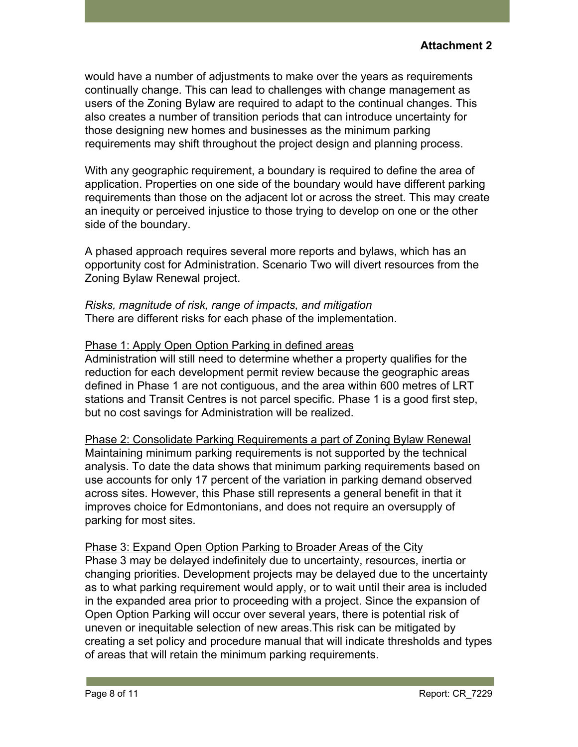would have a number of adjustments to make over the years as requirements continually change. This can lead to challenges with change management as users of the Zoning Bylaw are required to adapt to the continual changes. This also creates a number of transition periods that can introduce uncertainty for those designing new homes and businesses as the minimum parking requirements may shift throughout the project design and planning process.

With any geographic requirement, a boundary is required to define the area of application. Properties on one side of the boundary would have different parking requirements than those on the adjacent lot or across the street. This may create an inequity or perceived injustice to those trying to develop on one or the other side of the boundary.

A phased approach requires several more reports and bylaws, which has an opportunity cost for Administration. Scenario Two will divert resources from the Zoning Bylaw Renewal project.

*Risks, magnitude of risk, range of impacts, and mitigation*
There are different risks for each phase of the implementation.

<u>Phase 1: Apply Open Option Parking in defined areas</u>
Administration will still need to determine whether a property qualifies for the reduction for each development permit review because the geographic areas defined in Phase 1 are not contiguous, and the area within 600 metres of LRT stations and Transit Centres is not parcel specific. Phase 1 is a good first step, but no cost savings for Administration will be realized.

<u>Phase 2: Consolidate Parking Requirements a part of Zoning Bylaw Renewal</u>
Maintaining minimum parking requirements is not supported by the technical analysis. To date the data shows that minimum parking requirements based on use accounts for only 17 percent of the variation in parking demand observed across sites. However, this Phase still represents a general benefit in that it improves choice for Edmontonians, and does not require an oversupply of parking for most sites.

<u>Phase 3: Expand Open Option Parking to Broader Areas of the City</u>
Phase 3 may be delayed indefinitely due to uncertainty, resources, inertia or changing priorities. Development projects may be delayed due to the uncertainty as to what parking requirement would apply, or to wait until their area is included in the expanded area prior to proceeding with a project. Since the expansion of Open Option Parking will occur over several years, there is potential risk of uneven or inequitable selection of new areas.This risk can be mitigated by creating a set policy and procedure manual that will indicate thresholds and types of areas that will retain the minimum parking requirements.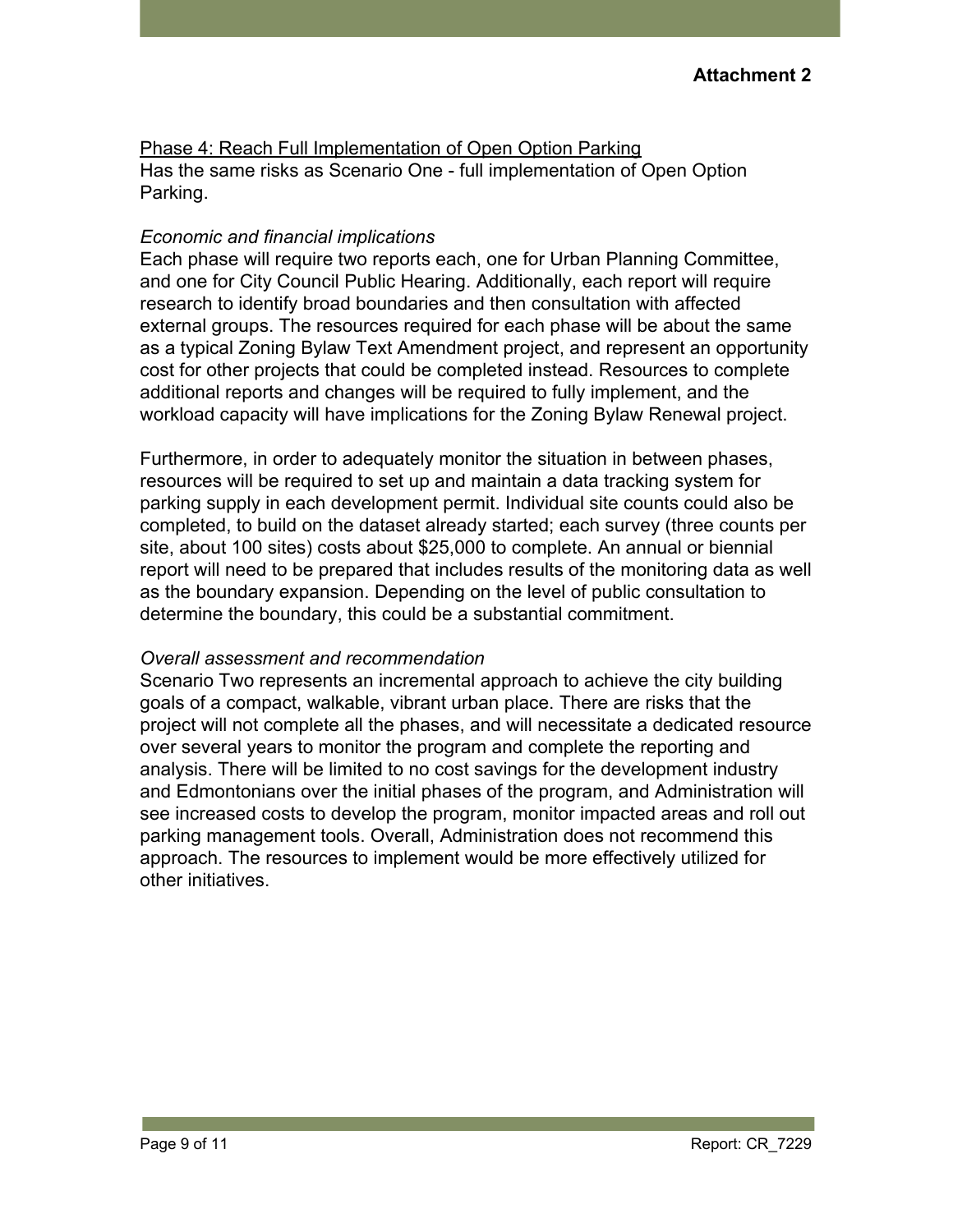**Attachment 2**

Phase 4: Reach Full Implementation of Open Option Parking

Has the same risks as Scenario One - full implementation of Open Option Parking.

*Economic and financial implications*

Each phase will require two reports each, one for Urban Planning Committee, and one for City Council Public Hearing. Additionally, each report will require research to identify broad boundaries and then consultation with affected external groups. The resources required for each phase will be about the same as a typical Zoning Bylaw Text Amendment project, and represent an opportunity cost for other projects that could be completed instead. Resources to complete additional reports and changes will be required to fully implement, and the workload capacity will have implications for the Zoning Bylaw Renewal project.

Furthermore, in order to adequately monitor the situation in between phases, resources will be required to set up and maintain a data tracking system for parking supply in each development permit. Individual site counts could also be completed, to build on the dataset already started; each survey (three counts per site, about 100 sites) costs about $25,000 to complete. An annual or biennial report will need to be prepared that includes results of the monitoring data as well as the boundary expansion. Depending on the level of public consultation to determine the boundary, this could be a substantial commitment.

*Overall assessment and recommendation*

Scenario Two represents an incremental approach to achieve the city building goals of a compact, walkable, vibrant urban place. There are risks that the project will not complete all the phases, and will necessitate a dedicated resource over several years to monitor the program and complete the reporting and analysis. There will be limited to no cost savings for the development industry and Edmontonians over the initial phases of the program, and Administration will see increased costs to develop the program, monitor impacted areas and roll out parking management tools. Overall, Administration does not recommend this approach. The resources to implement would be more effectively utilized for other initiatives.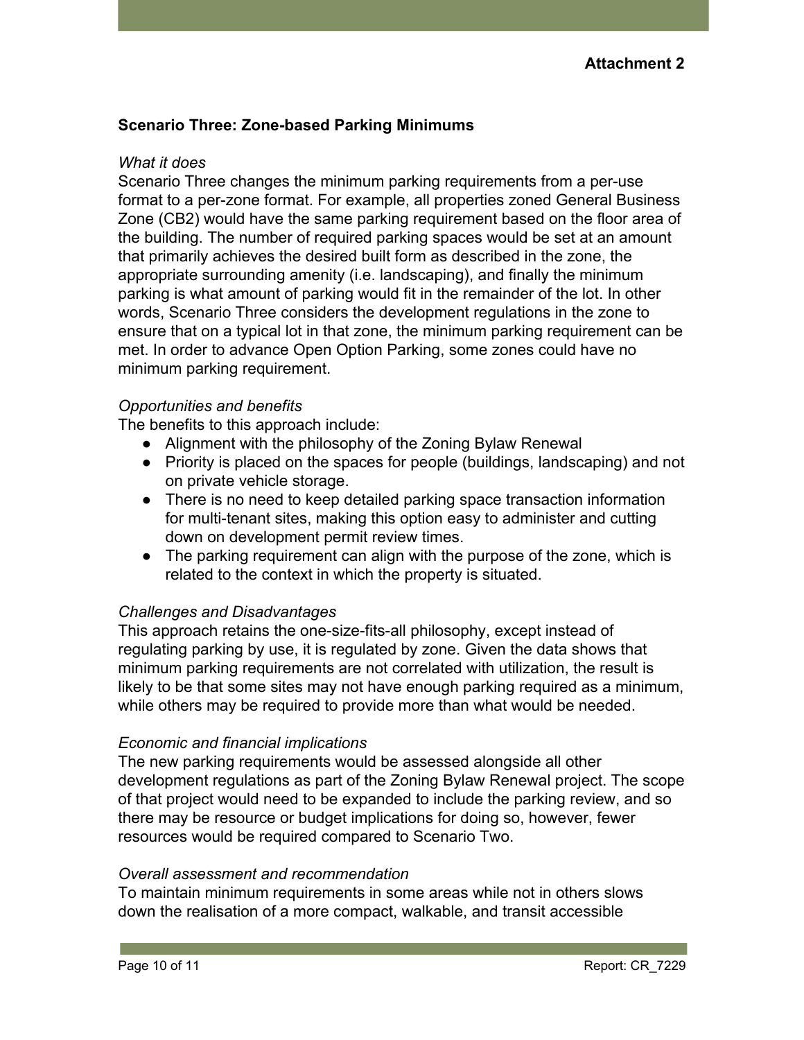**Attachment 2**

**Scenario Three: Zone-based Parking Minimums**

*What it does*

Scenario Three changes the minimum parking requirements from a per-use format to a per-zone format. For example, all properties zoned General Business Zone (CB2) would have the same parking requirement based on the floor area of the building. The number of required parking spaces would be set at an amount that primarily achieves the desired built form as described in the zone, the appropriate surrounding amenity (i.e. landscaping), and finally the minimum parking is what amount of parking would fit in the remainder of the lot. In other words, Scenario Three considers the development regulations in the zone to ensure that on a typical lot in that zone, the minimum parking requirement can be met. In order to advance Open Option Parking, some zones could have no minimum parking requirement.

*Opportunities and benefits*

The benefits to this approach include:

- Alignment with the philosophy of the Zoning Bylaw Renewal
- Priority is placed on the spaces for people (buildings, landscaping) and not on private vehicle storage.
- There is no need to keep detailed parking space transaction information for multi-tenant sites, making this option easy to administer and cutting down on development permit review times.
- The parking requirement can align with the purpose of the zone, which is related to the context in which the property is situated.

*Challenges and Disadvantages*

This approach retains the one-size-fits-all philosophy, except instead of regulating parking by use, it is regulated by zone. Given the data shows that minimum parking requirements are not correlated with utilization, the result is likely to be that some sites may not have enough parking required as a minimum, while others may be required to provide more than what would be needed.

*Economic and financial implications*

The new parking requirements would be assessed alongside all other development regulations as part of the Zoning Bylaw Renewal project. The scope of that project would need to be expanded to include the parking review, and so there may be resource or budget implications for doing so, however, fewer resources would be required compared to Scenario Two.

*Overall assessment and recommendation*

To maintain minimum requirements in some areas while not in others slows down the realisation of a more compact, walkable, and transit accessible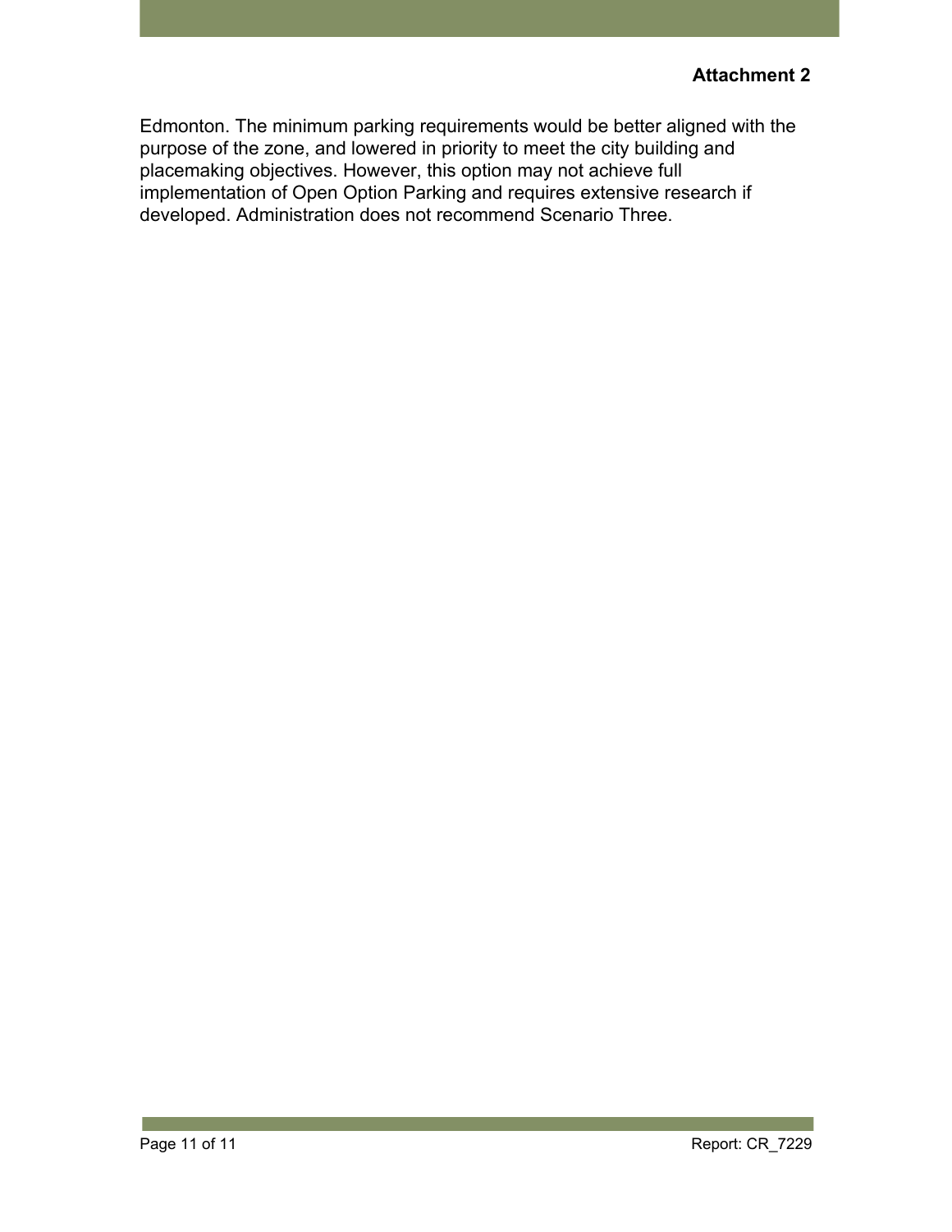Edmonton. The minimum parking requirements would be better aligned with the purpose of the zone, and lowered in priority to meet the city building and placemaking objectives. However, this option may not achieve full implementation of Open Option Parking and requires extensive research if developed. Administration does not recommend Scenario Three.